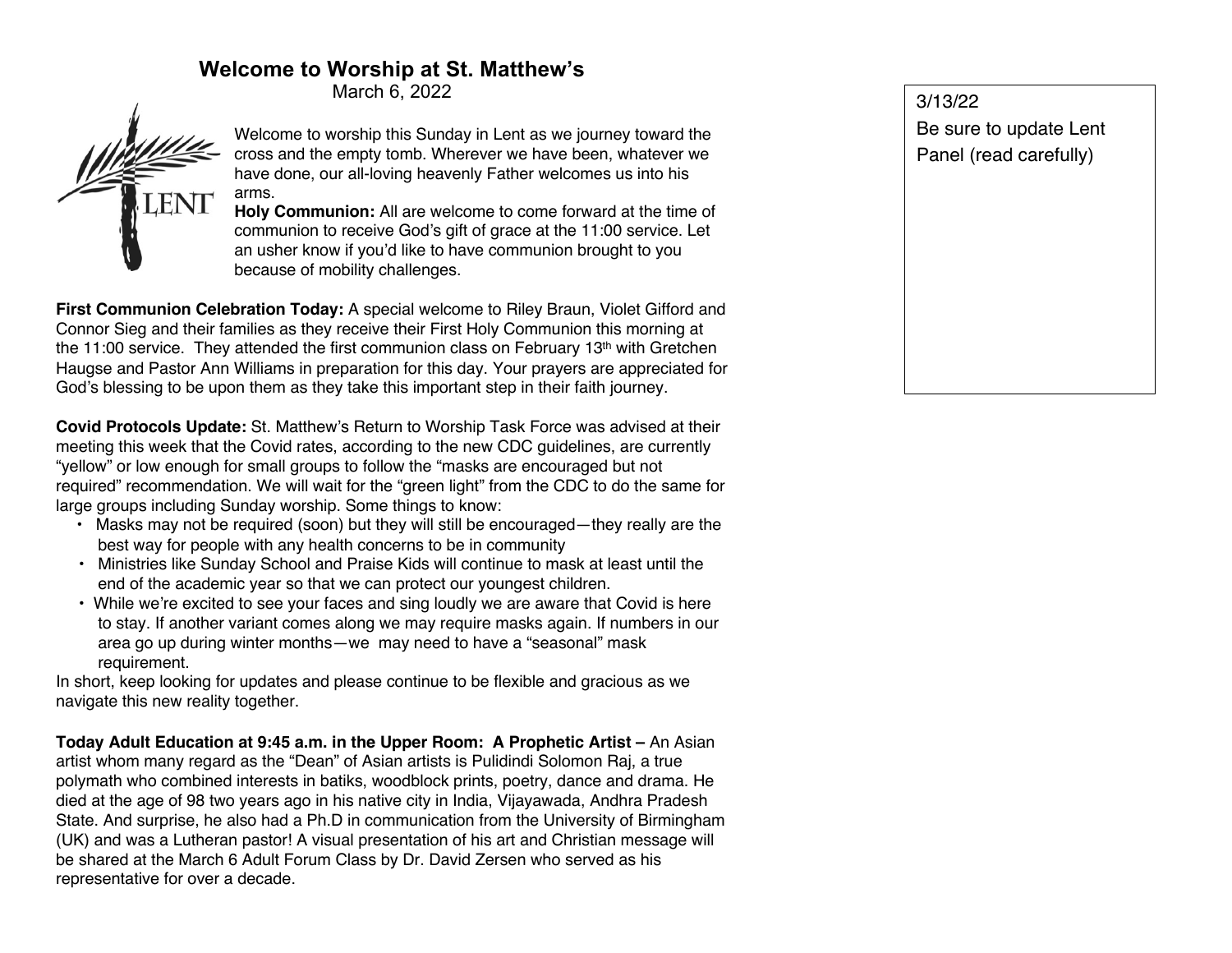# Welcome to Worship at St. Matthew's

March 6, 2022

Welcome to worship this Sunday in Lent as we journey toward the cross and the empty tomb. Wherever we have been, whatever we have done, our all-loving heavenly Father welcomes us into his arms.

**Holy Communion:** All are welcome to come forward at the time of communion to receive God's gift of grace at the 11:00 service. Let an usher know if you'd like to have communion brought to you because of mobility challenges.

**First Communion Celebration Today:** A special welcome to Riley Braun, Violet Gifford and Connor Sieg and their families as they receive their First Holy Communion this morning at the 11:00 service. They attended the first communion class on February 13th with Gretchen Haugse and Pastor Ann Williams in preparation for this day. Your prayers are appreciated for God's blessing to be upon them as they take this important step in their faith journey.

**Covid Protocols Update:** St. Matthew's Return to Worship Task Force was advised at their meeting this week that the Covid rates, according to the new CDC guidelines, are currently "yellow" or low enough for small groups to follow the "masks are encouraged but not required" recommendation. We will wait for the "green light" from the CDC to do the same for large groups including Sunday worship. Some things to know:

- Masks may not be required (soon) but they will still be encouraged—they really are the best way for people with any health concerns to be in community
- Ministries like Sunday School and Praise Kids will continue to mask at least until the end of the academic year so that we can protect our youngest children.
- While we're excited to see your faces and sing loudly we are aware that Covid is here to stay. If another variant comes along we may require masks again. If numbers in our area go up during winter months—we may need to have a "seasonal" mask requirement.

In short, keep looking for updates and please continue to be flexible and gracious as we navigate this new reality together.

**Today Adult Education at 9:45 a.m. in the Upper Room: A Prophetic Artist –** An Asian artist whom many regard as the "Dean" of Asian artists is Pulidindi Solomon Raj, a true polymath who combined interests in batiks, woodblock prints, poetry, dance and drama. He died at the age of 98 two years ago in his native city in India, Vijayawada, Andhra Pradesh State. And surprise, he also had a Ph.D in communication from the University of Birmingham (UK) and was a Lutheran pastor! A visual presentation of his art and Christian message will be shared at the March 6 Adult Forum Class by Dr. David Zersen who served as his representative for over a decade.

3/13/22
Be sure to update Lent Panel (read carefully)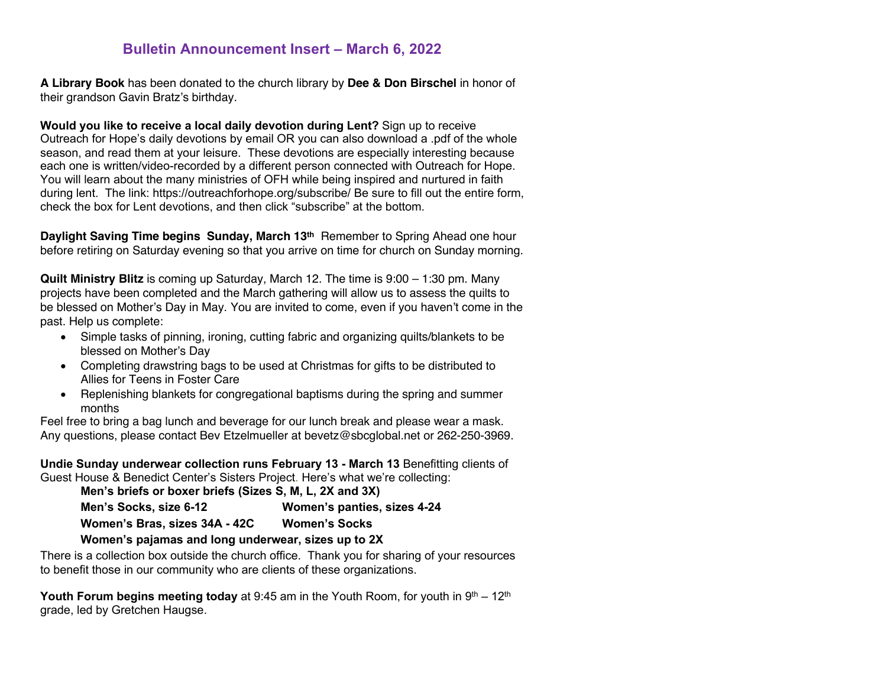## Bulletin Announcement Insert – March 6, 2022

**A Library Book** has been donated to the church library by **Dee & Don Birschel** in honor of their grandson Gavin Bratz's birthday.

**Would you like to receive a local daily devotion during Lent?** Sign up to receive Outreach for Hope's daily devotions by email OR you can also download a .pdf of the whole season, and read them at your leisure. These devotions are especially interesting because each one is written/video-recorded by a different person connected with Outreach for Hope. You will learn about the many ministries of OFH while being inspired and nurtured in faith during lent. The link: https://outreachforhope.org/subscribe/ Be sure to fill out the entire form, check the box for Lent devotions, and then click "subscribe" at the bottom.

**Daylight Saving Time begins Sunday, March 13th** Remember to Spring Ahead one hour before retiring on Saturday evening so that you arrive on time for church on Sunday morning.

**Quilt Ministry Blitz** is coming up Saturday, March 12. The time is 9:00 – 1:30 pm. Many projects have been completed and the March gathering will allow us to assess the quilts to be blessed on Mother's Day in May. You are invited to come, even if you haven't come in the past. Help us complete:

- Simple tasks of pinning, ironing, cutting fabric and organizing quilts/blankets to be blessed on Mother's Day
- Completing drawstring bags to be used at Christmas for gifts to be distributed to Allies for Teens in Foster Care
- Replenishing blankets for congregational baptisms during the spring and summer months

Feel free to bring a bag lunch and beverage for our lunch break and please wear a mask. Any questions, please contact Bev Etzelmueller at bevetz@sbcglobal.net or 262-250-3969.

**Undie Sunday underwear collection runs February 13 - March 13** Benefitting clients of Guest House & Benedict Center's Sisters Project. Here's what we're collecting:

**Men's briefs or boxer briefs (Sizes S, M, L, 2X and 3X)**

**Men's Socks, size 6-12** — **Women's panties, sizes 4-24**

**Women's Bras, sizes 34A - 42C** — **Women's Socks**

**Women's pajamas and long underwear, sizes up to 2X**

There is a collection box outside the church office. Thank you for sharing of your resources to benefit those in our community who are clients of these organizations.

**Youth Forum begins meeting today** at 9:45 am in the Youth Room, for youth in 9th – 12th grade, led by Gretchen Haugse.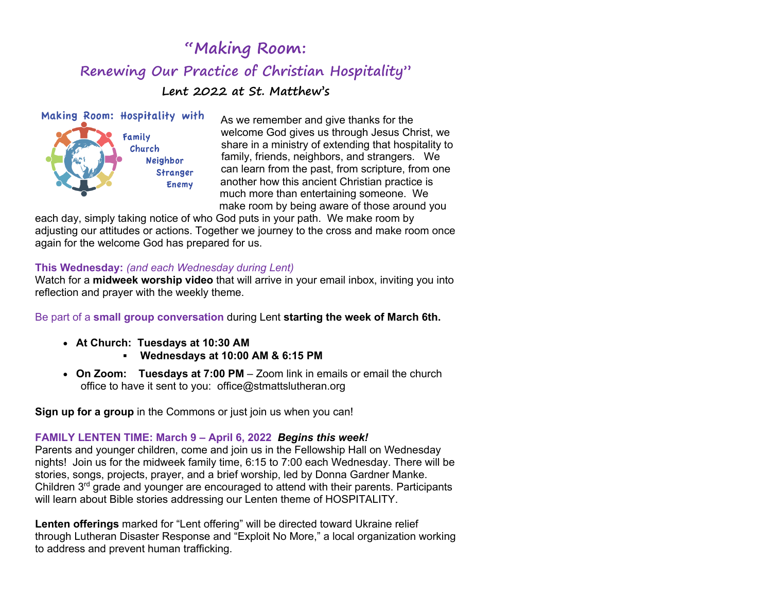# "Making Room:
## Renewing Our Practice of Christian Hospitality"
### Lent 2022 at St. Matthew's

Making Room: Hospitality with

Family
Church
Neighbor
Stranger
Enemy

As we remember and give thanks for the welcome God gives us through Jesus Christ, we share in a ministry of extending that hospitality to family, friends, neighbors, and strangers. We can learn from the past, from scripture, from one another how this ancient Christian practice is much more than entertaining someone. We make room by being aware of those around you each day, simply taking notice of who God puts in your path. We make room by adjusting our attitudes or actions. Together we journey to the cross and make room once again for the welcome God has prepared for us.

**This Wednesday:** *(and each Wednesday during Lent)*
Watch for a **midweek worship video** that will arrive in your email inbox, inviting you into reflection and prayer with the weekly theme.

Be part of a **small group conversation** during Lent **starting the week of March 6th.**

- **At Church: Tuesdays at 10:30 AM**
  - **Wednesdays at 10:00 AM & 6:15 PM**
- **On Zoom: Tuesdays at 7:00 PM** – Zoom link in emails or email the church office to have it sent to you: office@stmattslutheran.org

**Sign up for a group** in the Commons or just join us when you can!

**FAMILY LENTEN TIME: March 9 – April 6, 2022** ***Begins this week!***
Parents and younger children, come and join us in the Fellowship Hall on Wednesday nights! Join us for the midweek family time, 6:15 to 7:00 each Wednesday. There will be stories, songs, projects, prayer, and a brief worship, led by Donna Gardner Manke. Children 3rd grade and younger are encouraged to attend with their parents. Participants will learn about Bible stories addressing our Lenten theme of HOSPITALITY.

**Lenten offerings** marked for "Lent offering" will be directed toward Ukraine relief through Lutheran Disaster Response and "Exploit No More," a local organization working to address and prevent human trafficking.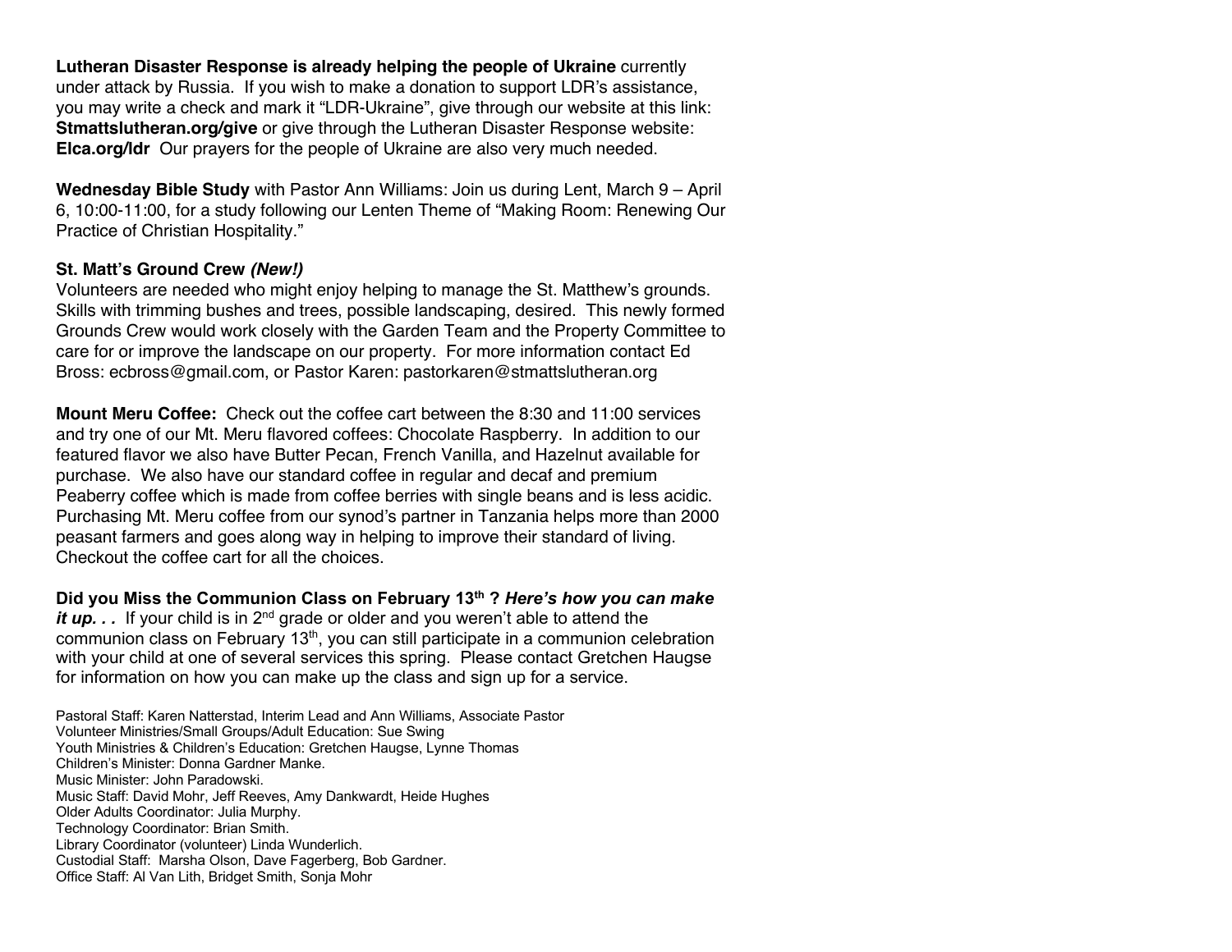**Lutheran Disaster Response is already helping the people of Ukraine** currently under attack by Russia. If you wish to make a donation to support LDR's assistance, you may write a check and mark it "LDR-Ukraine", give through our website at this link: **Stmattslutheran.org/give** or give through the Lutheran Disaster Response website: **Elca.org/ldr** Our prayers for the people of Ukraine are also very much needed.

**Wednesday Bible Study** with Pastor Ann Williams: Join us during Lent, March 9 – April 6, 10:00-11:00, for a study following our Lenten Theme of "Making Room: Renewing Our Practice of Christian Hospitality."

**St. Matt's Ground Crew *(New!)***
Volunteers are needed who might enjoy helping to manage the St. Matthew's grounds. Skills with trimming bushes and trees, possible landscaping, desired. This newly formed Grounds Crew would work closely with the Garden Team and the Property Committee to care for or improve the landscape on our property. For more information contact Ed Bross: ecbross@gmail.com, or Pastor Karen: pastorkaren@stmattslutheran.org

**Mount Meru Coffee:** Check out the coffee cart between the 8:30 and 11:00 services and try one of our Mt. Meru flavored coffees: Chocolate Raspberry. In addition to our featured flavor we also have Butter Pecan, French Vanilla, and Hazelnut available for purchase. We also have our standard coffee in regular and decaf and premium Peaberry coffee which is made from coffee berries with single beans and is less acidic. Purchasing Mt. Meru coffee from our synod's partner in Tanzania helps more than 2000 peasant farmers and goes along way in helping to improve their standard of living. Checkout the coffee cart for all the choices.

**Did you Miss the Communion Class on February 13th ? *Here's how you can make it up. . .*** If your child is in 2nd grade or older and you weren't able to attend the communion class on February 13th, you can still participate in a communion celebration with your child at one of several services this spring. Please contact Gretchen Haugse for information on how you can make up the class and sign up for a service.

Pastoral Staff: Karen Natterstad, Interim Lead and Ann Williams, Associate Pastor
Volunteer Ministries/Small Groups/Adult Education: Sue Swing
Youth Ministries & Children's Education: Gretchen Haugse, Lynne Thomas
Children's Minister: Donna Gardner Manke.
Music Minister: John Paradowski.
Music Staff: David Mohr, Jeff Reeves, Amy Dankwardt, Heide Hughes
Older Adults Coordinator: Julia Murphy.
Technology Coordinator: Brian Smith.
Library Coordinator (volunteer) Linda Wunderlich.
Custodial Staff: Marsha Olson, Dave Fagerberg, Bob Gardner.
Office Staff: Al Van Lith, Bridget Smith, Sonja Mohr